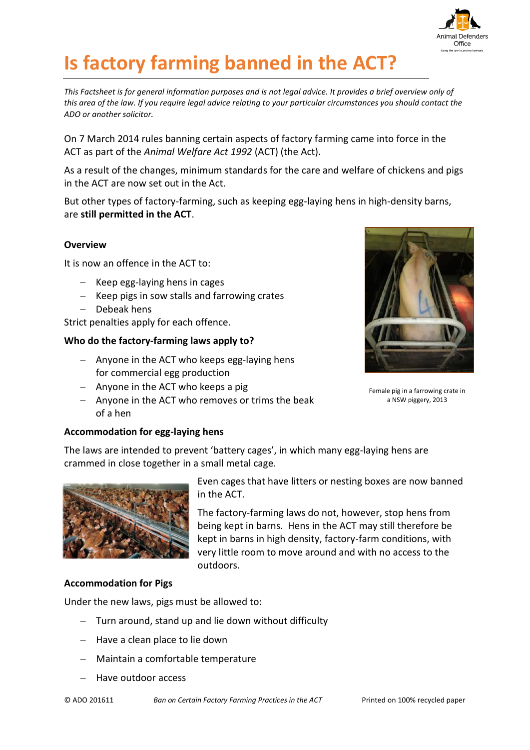# Is factory farming banned in the ACT?

*This Factsheet is for general information purposes and is not legal advice. It provides a brief overview only of this area of the law. If you require legal advice relating to your particular circumstances you should contact the ADO or another solicitor.*

On 7 March 2014 rules banning certain aspects of factory farming came into force in the ACT as part of the *Animal Welfare Act 1992* (ACT) (the Act).

As a result of the changes, minimum standards for the care and welfare of chickens and pigs in the ACT are now set out in the Act.

But other types of factory-farming, such as keeping egg-laying hens in high-density barns, are **still permitted in the ACT**.

**Overview**

It is now an offence in the ACT to:

- Keep egg-laying hens in cages
- Keep pigs in sow stalls and farrowing crates
- Debeak hens

Strict penalties apply for each offence.

**Who do the factory-farming laws apply to?**

- Anyone in the ACT who keeps egg-laying hens for commercial egg production
- Anyone in the ACT who keeps a pig
- Anyone in the ACT who removes or trims the beak of a hen

Female pig in a farrowing crate in a NSW piggery, 2013

**Accommodation for egg-laying hens**

The laws are intended to prevent 'battery cages', in which many egg-laying hens are crammed in close together in a small metal cage.

Even cages that have litters or nesting boxes are now banned in the ACT.

The factory-farming laws do not, however, stop hens from being kept in barns. Hens in the ACT may still therefore be kept in barns in high density, factory-farm conditions, with very little room to move around and with no access to the outdoors.

**Accommodation for Pigs**

Under the new laws, pigs must be allowed to:

- Turn around, stand up and lie down without difficulty
- Have a clean place to lie down
- Maintain a comfortable temperature
- Have outdoor access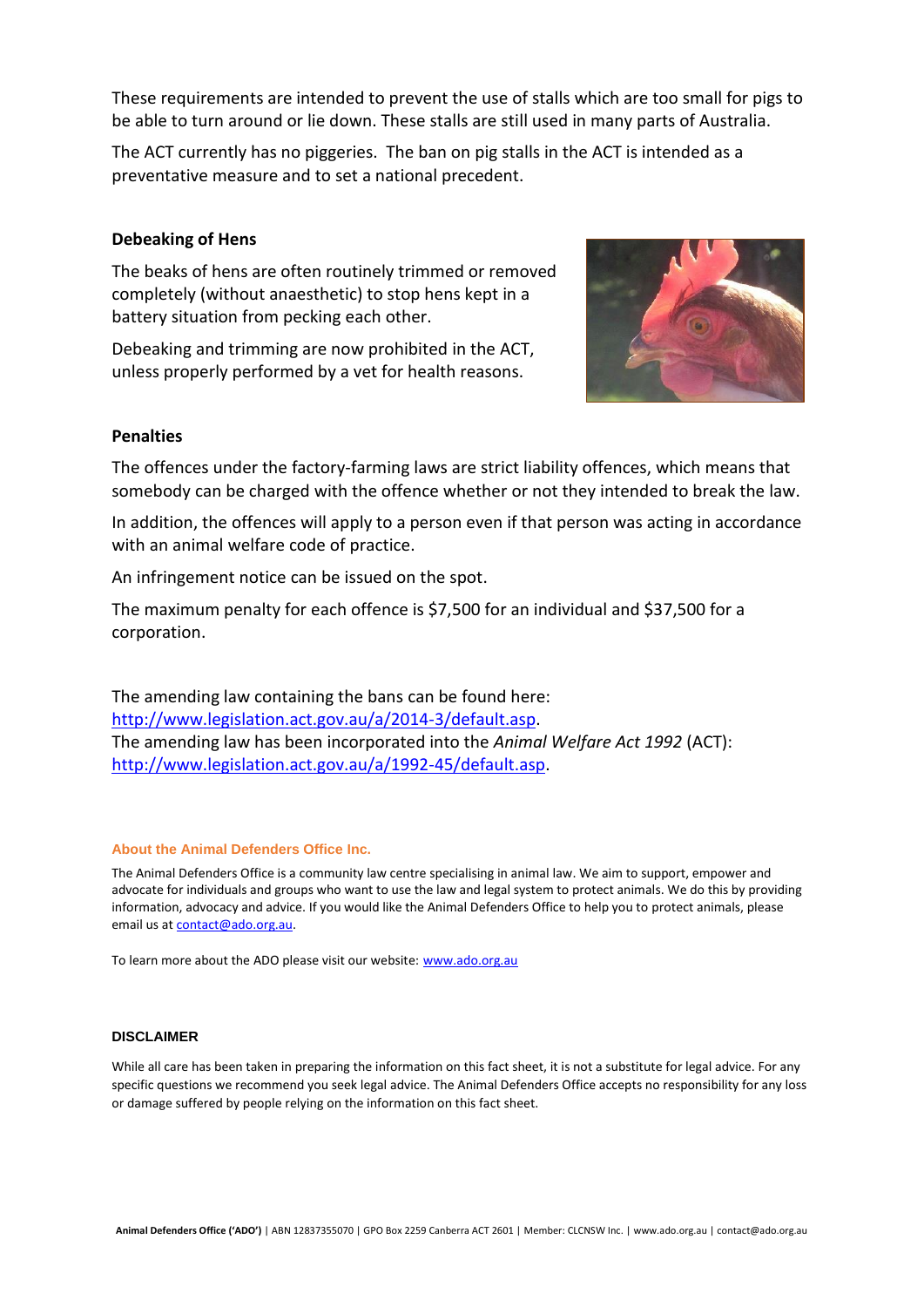These requirements are intended to prevent the use of stalls which are too small for pigs to be able to turn around or lie down. These stalls are still used in many parts of Australia.

The ACT currently has no piggeries. The ban on pig stalls in the ACT is intended as a preventative measure and to set a national precedent.

## Debeaking of Hens

The beaks of hens are often routinely trimmed or removed completely (without anaesthetic) to stop hens kept in a battery situation from pecking each other.

Debeaking and trimming are now prohibited in the ACT, unless properly performed by a vet for health reasons.

## Penalties

The offences under the factory-farming laws are strict liability offences, which means that somebody can be charged with the offence whether or not they intended to break the law.

In addition, the offences will apply to a person even if that person was acting in accordance with an animal welfare code of practice.

An infringement notice can be issued on the spot.

The maximum penalty for each offence is $7,500 for an individual and $37,500 for a corporation.

The amending law containing the bans can be found here: http://www.legislation.act.gov.au/a/2014-3/default.asp.
The amending law has been incorporated into the *Animal Welfare Act 1992* (ACT): http://www.legislation.act.gov.au/a/1992-45/default.asp.

### About the Animal Defenders Office Inc.

The Animal Defenders Office is a community law centre specialising in animal law. We aim to support, empower and advocate for individuals and groups who want to use the law and legal system to protect animals. We do this by providing information, advocacy and advice. If you would like the Animal Defenders Office to help you to protect animals, please email us at contact@ado.org.au.

To learn more about the ADO please visit our website: www.ado.org.au

### DISCLAIMER

While all care has been taken in preparing the information on this fact sheet, it is not a substitute for legal advice. For any specific questions we recommend you seek legal advice. The Animal Defenders Office accepts no responsibility for any loss or damage suffered by people relying on the information on this fact sheet.